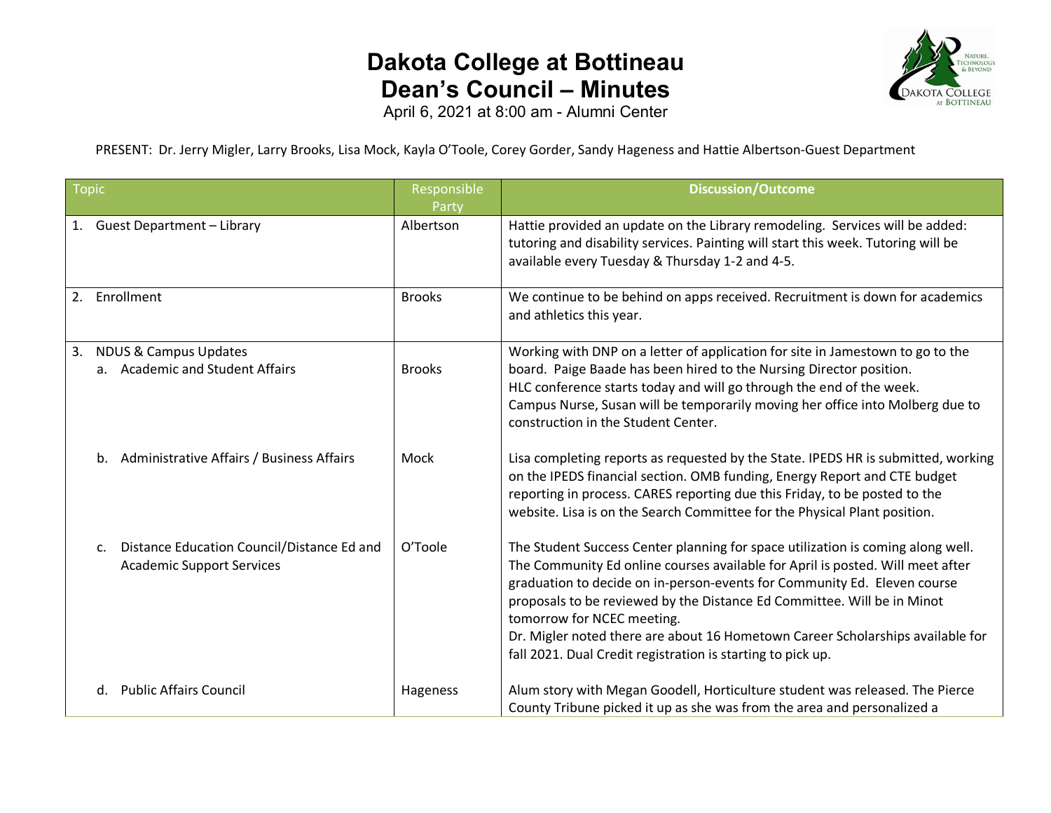# Dakota College at Bottineau
# Dean's Council – Minutes

April 6, 2021 at 8:00 am - Alumni Center

PRESENT: Dr. Jerry Migler, Larry Brooks, Lisa Mock, Kayla O'Toole, Corey Gorder, Sandy Hageness and Hattie Albertson-Guest Department

| Topic | Responsible Party | Discussion/Outcome |
|---|---|---|
| 1. Guest Department – Library | Albertson | Hattie provided an update on the Library remodeling. Services will be added: tutoring and disability services. Painting will start this week. Tutoring will be available every Tuesday & Thursday 1-2 and 4-5. |
| 2. Enrollment | Brooks | We continue to be behind on apps received. Recruitment is down for academics and athletics this year. |
| 3. NDUS & Campus Updates<br>a. Academic and Student Affairs | Brooks | Working with DNP on a letter of application for site in Jamestown to go to the board. Paige Baade has been hired to the Nursing Director position.<br>HLC conference starts today and will go through the end of the week.<br>Campus Nurse, Susan will be temporarily moving her office into Molberg due to construction in the Student Center. |
| b. Administrative Affairs / Business Affairs | Mock | Lisa completing reports as requested by the State. IPEDS HR is submitted, working on the IPEDS financial section. OMB funding, Energy Report and CTE budget reporting in process. CARES reporting due this Friday, to be posted to the website. Lisa is on the Search Committee for the Physical Plant position. |
| c. Distance Education Council/Distance Ed and Academic Support Services | O'Toole | The Student Success Center planning for space utilization is coming along well. The Community Ed online courses available for April is posted. Will meet after graduation to decide on in-person-events for Community Ed. Eleven course proposals to be reviewed by the Distance Ed Committee. Will be in Minot tomorrow for NCEC meeting.<br>Dr. Migler noted there are about 16 Hometown Career Scholarships available for fall 2021. Dual Credit registration is starting to pick up. |
| d. Public Affairs Council | Hageness | Alum story with Megan Goodell, Horticulture student was released. The Pierce County Tribune picked it up as she was from the area and personalized a |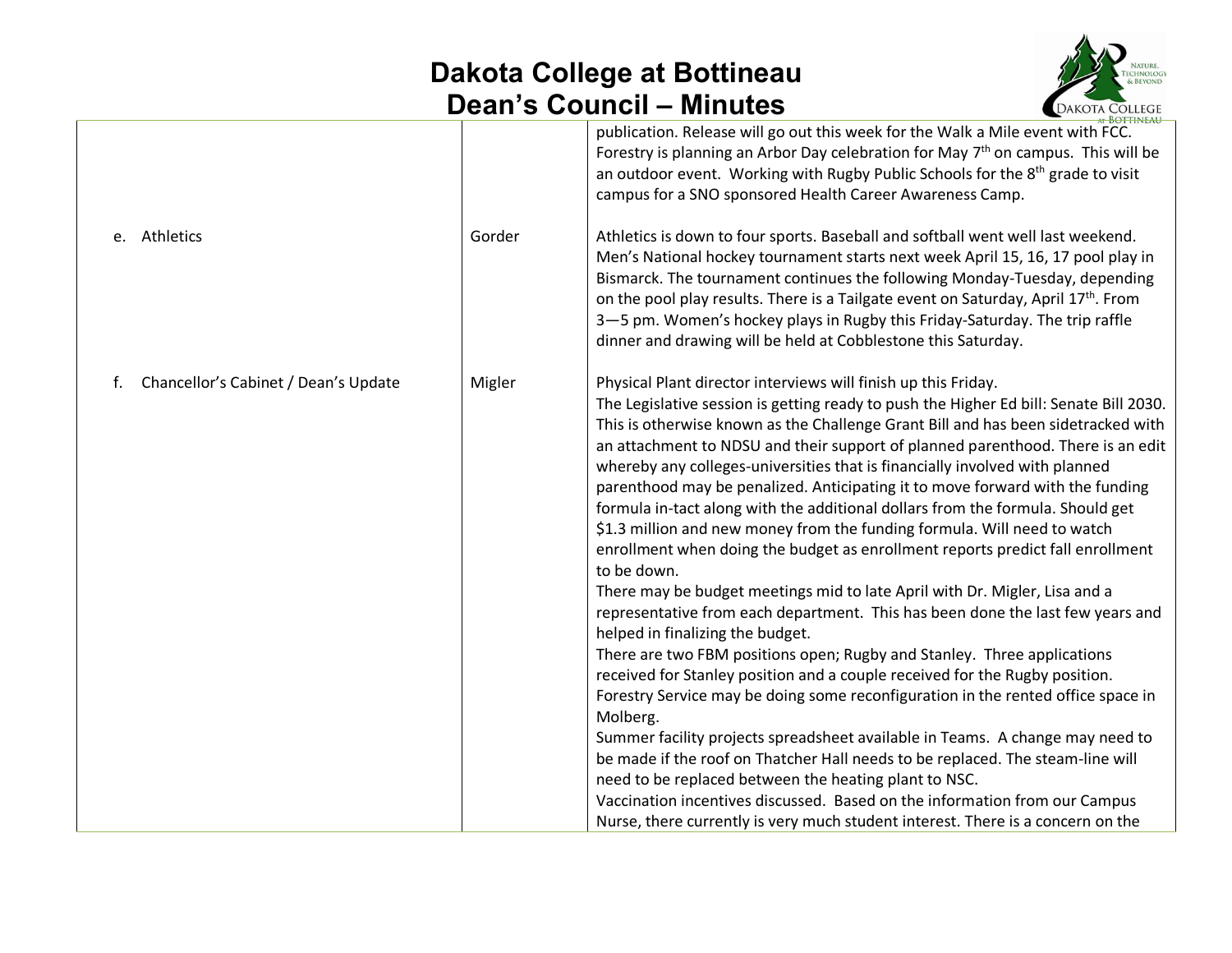| | | |
|---|---|---|
| | | publication. Release will go out this week for the Walk a Mile event with FCC. Forestry is planning an Arbor Day celebration for May 7th on campus. This will be an outdoor event. Working with Rugby Public Schools for the 8th grade to visit campus for a SNO sponsored Health Career Awareness Camp. |
| e. Athletics | Gorder | Athletics is down to four sports. Baseball and softball went well last weekend. Men's National hockey tournament starts next week April 15, 16, 17 pool play in Bismarck. The tournament continues the following Monday-Tuesday, depending on the pool play results. There is a Tailgate event on Saturday, April 17th. From 3—5 pm. Women's hockey plays in Rugby this Friday-Saturday. The trip raffle dinner and drawing will be held at Cobblestone this Saturday. |
| f. Chancellor's Cabinet / Dean's Update | Migler | Physical Plant director interviews will finish up this Friday.<br>The Legislative session is getting ready to push the Higher Ed bill: Senate Bill 2030. This is otherwise known as the Challenge Grant Bill and has been sidetracked with an attachment to NDSU and their support of planned parenthood. There is an edit whereby any colleges-universities that is financially involved with planned parenthood may be penalized. Anticipating it to move forward with the funding formula in-tact along with the additional dollars from the formula. Should get $1.3 million and new money from the funding formula. Will need to watch enrollment when doing the budget as enrollment reports predict fall enrollment to be down.<br>There may be budget meetings mid to late April with Dr. Migler, Lisa and a representative from each department. This has been done the last few years and helped in finalizing the budget.<br>There are two FBM positions open; Rugby and Stanley. Three applications received for Stanley position and a couple received for the Rugby position.<br>Forestry Service may be doing some reconfiguration in the rented office space in Molberg.<br>Summer facility projects spreadsheet available in Teams. A change may need to be made if the roof on Thatcher Hall needs to be replaced. The steam-line will need to be replaced between the heating plant to NSC.<br>Vaccination incentives discussed. Based on the information from our Campus Nurse, there currently is very much student interest. There is a concern on the |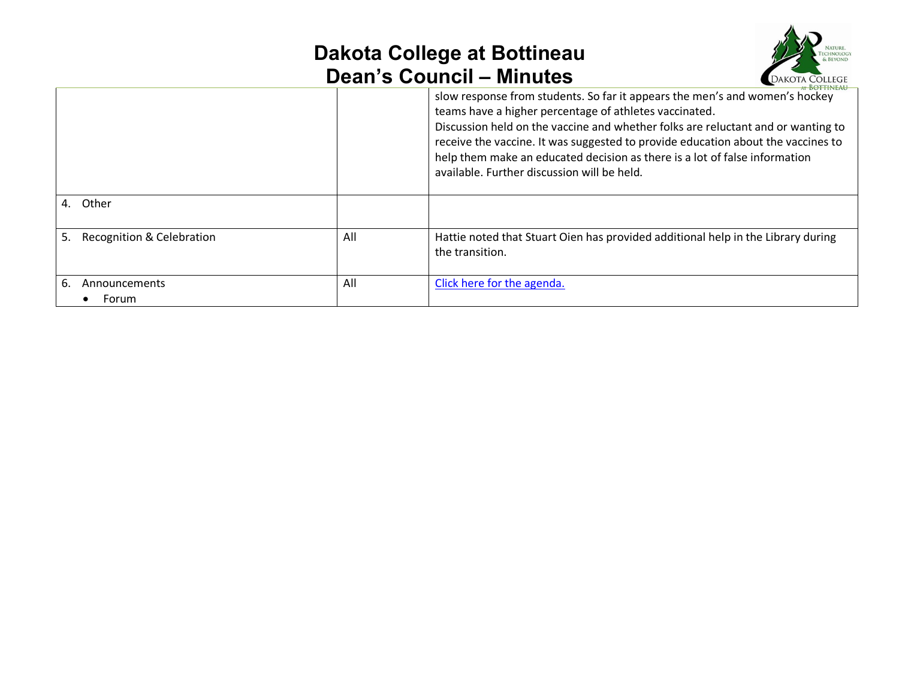| | | |
|---|---|---|
| | | slow response from students. So far it appears the men's and women's hockey teams have a higher percentage of athletes vaccinated.<br>Discussion held on the vaccine and whether folks are reluctant and or wanting to receive the vaccine. It was suggested to provide education about the vaccines to help them make an educated decision as there is a lot of false information available. Further discussion will be held. |
| 4. Other | | |
| 5. Recognition & Celebration | All | Hattie noted that Stuart Oien has provided additional help in the Library during the transition. |
| 6. Announcements<br>• Forum | All | Click here for the agenda. |